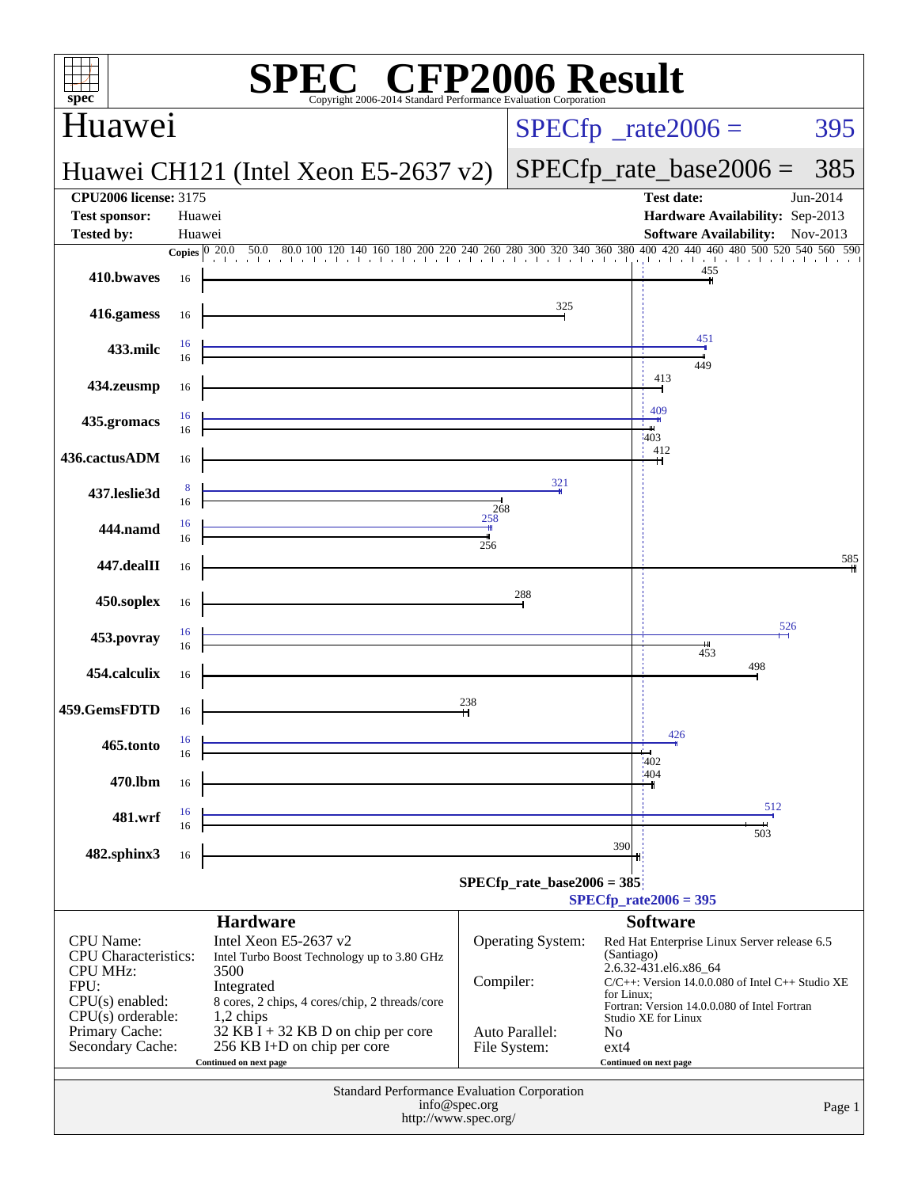# SPEC CFP2006 Result

Copyright 2006-2014 Standard Performance Evaluation Corporation

## Huawei

**Huawei CH121 (Intel Xeon E5-2637 v2)**

SPECfp_rate2006 = 395

SPECfp_rate_base2006 = 385

| | | | |
|---|---|---|---|
| **CPU2006 license:** | 3175 | **Test date:** | Jun-2014 |
| **Test sponsor:** | Huawei | **Hardware Availability:** | Sep-2013 |
| **Tested by:** | Huawei | **Software Availability:** | Nov-2013 |

| Benchmark | Copies (peak) | Copies (base) | Peak | Base |
|---|---|---|---|---|
| 410.bwaves | | 16 | | 455 |
| 416.gamess | | 16 | | 325 |
| 433.milc | 16 | 16 | 451 | 449 |
| 434.zeusmp | | 16 | | 413 |
| 435.gromacs | 16 | 16 | 409 | 403 |
| 436.cactusADM | | 16 | | 412 |
| 437.leslie3d | 8 | 16 | 321 | 268 |
| 444.namd | 16 | 16 | 258 | 256 |
| 447.dealII | | 16 | | 585 |
| 450.soplex | | 16 | | 288 |
| 453.povray | 16 | 16 | 526 | 453 |
| 454.calculix | | 16 | | 498 |
| 459.GemsFDTD | | 16 | | 238 |
| 465.tonto | 16 | 16 | 426 | 402 |
| 470.lbm | | 16 | | 404 |
| 481.wrf | 16 | 16 | 512 | 503 |
| 482.sphinx3 | | 16 | | 390 |

SPECfp_rate_base2006 = 385

SPECfp_rate2006 = 395

### Hardware

| | |
|---|---|
| CPU Name: | Intel Xeon E5-2637 v2 |
| CPU Characteristics: | Intel Turbo Boost Technology up to 3.80 GHz |
| CPU MHz: | 3500 |
| FPU: | Integrated |
| CPU(s) enabled: | 8 cores, 2 chips, 4 cores/chip, 2 threads/core |
| CPU(s) orderable: | 1,2 chips |
| Primary Cache: | 32 KB I + 32 KB D on chip per core |
| Secondary Cache: | 256 KB I+D on chip per core |

Continued on next page

### Software

| | |
|---|---|
| Operating System: | Red Hat Enterprise Linux Server release 6.5 (Santiago) 2.6.32-431.el6.x86_64 |
| Compiler: | C/C++: Version 14.0.0.080 of Intel C++ Studio XE for Linux; Fortran: Version 14.0.0.080 of Intel Fortran Studio XE for Linux |
| Auto Parallel: | No |
| File System: | ext4 |

Continued on next page

Standard Performance Evaluation Corporation
info@spec.org
http://www.spec.org/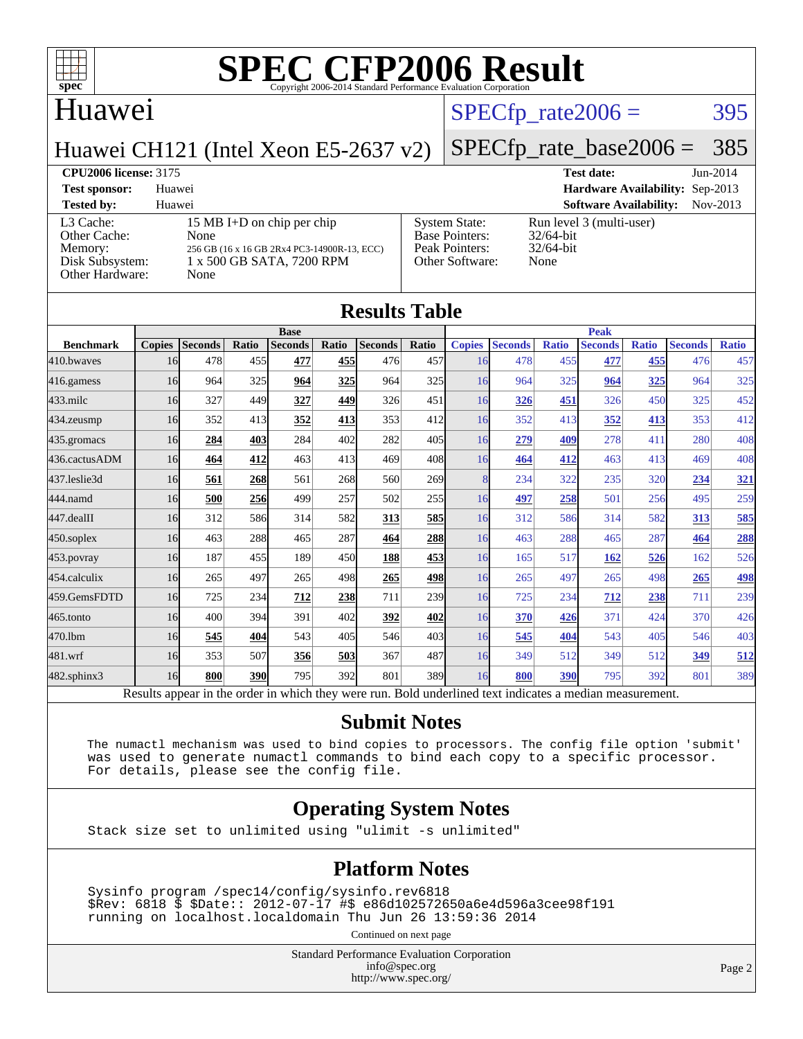# SPEC CFP2006 Result

Copyright 2006-2014 Standard Performance Evaluation Corporation

## Huawei

Huawei CH121 (Intel Xeon E5-2637 v2)

SPECfp_rate2006 = 395

SPECfp_rate_base2006 = 385

**CPU2006 license:** 3175

**Test sponsor:** Huawei

**Tested by:** Huawei

**Test date:** Jun-2014

**Hardware Availability:** Sep-2013

**Software Availability:** Nov-2013

| | |
|---|---|
| L3 Cache: | 15 MB I+D on chip per chip |
| Other Cache: | None |
| Memory: | 256 GB (16 x 16 GB 2Rx4 PC3-14900R-13, ECC) |
| Disk Subsystem: | 1 x 500 GB SATA, 7200 RPM |
| Other Hardware: | None |

| | |
|---|---|
| System State: | Run level 3 (multi-user) |
| Base Pointers: | 32/64-bit |
| Peak Pointers: | 32/64-bit |
| Other Software: | None |

## Results Table

| | Base | | | | | | | | Peak | | | | | | |
|---|---|---|---|---|---|---|---|---|---|---|---|---|---|---|---|
| Benchmark | Copies | Seconds | Ratio | Seconds | Ratio | Seconds | Ratio | Copies | Seconds | Ratio | Seconds | Ratio | Seconds | Ratio |
| 410.bwaves | 16 | 478 | 455 | **477** | **455** | 476 | 457 | 16 | 478 | 455 | **477** | **455** | 476 | 457 |
| 416.gamess | 16 | 964 | 325 | **964** | **325** | 964 | 325 | 16 | 964 | 325 | **964** | **325** | 964 | 325 |
| 433.milc | 16 | 327 | 449 | **327** | **449** | 326 | 451 | 16 | **326** | **451** | 326 | 450 | 325 | 452 |
| 434.zeusmp | 16 | 352 | 413 | **352** | **413** | 353 | 412 | 16 | 352 | 413 | **352** | **413** | 353 | 412 |
| 435.gromacs | 16 | **284** | **403** | 284 | 402 | 282 | 405 | 16 | **279** | **409** | 278 | 411 | 280 | 408 |
| 436.cactusADM | 16 | **464** | **412** | 463 | 413 | 469 | 408 | 16 | **464** | **412** | 463 | 413 | 469 | 408 |
| 437.leslie3d | 16 | **561** | **268** | 561 | 268 | 560 | 269 | 8 | 234 | 322 | 235 | 320 | **234** | **321** |
| 444.namd | 16 | **500** | **256** | 499 | 257 | 502 | 255 | 16 | **497** | **258** | 501 | 256 | 495 | 259 |
| 447.dealII | 16 | 312 | 586 | 314 | 582 | **313** | **585** | 16 | 312 | 586 | 314 | 582 | **313** | **585** |
| 450.soplex | 16 | 463 | 288 | 465 | 287 | **464** | **288** | 16 | 463 | 288 | 465 | 287 | **464** | **288** |
| 453.povray | 16 | 187 | 455 | 189 | 450 | **188** | **453** | 16 | 165 | 517 | **162** | **526** | 162 | 526 |
| 454.calculix | 16 | 265 | 497 | 265 | 498 | **265** | **498** | 16 | 265 | 497 | 265 | 498 | **265** | **498** |
| 459.GemsFDTD | 16 | 725 | 234 | **712** | **238** | 711 | 239 | 16 | 725 | 234 | **712** | **238** | 711 | 239 |
| 465.tonto | 16 | 400 | 394 | 391 | 402 | **392** | **402** | 16 | **370** | **426** | 371 | 424 | 370 | 426 |
| 470.lbm | 16 | **545** | **404** | 543 | 405 | 546 | 403 | 16 | **545** | **404** | 543 | 405 | 546 | 403 |
| 481.wrf | 16 | 353 | 507 | **356** | **503** | 367 | 487 | 16 | 349 | 512 | 349 | 512 | **349** | **512** |
| 482.sphinx3 | 16 | **800** | **390** | 795 | 392 | 801 | 389 | 16 | **800** | **390** | 795 | 392 | 801 | 389 |

Results appear in the order in which they were run. Bold underlined text indicates a median measurement.

## Submit Notes

```
The numactl mechanism was used to bind copies to processors. The config file option 'submit'
was used to generate numactl commands to bind each copy to a specific processor.
For details, please see the config file.
```

## Operating System Notes

```
Stack size set to unlimited using "ulimit -s unlimited"
```

## Platform Notes

```
Sysinfo program /spec14/config/sysinfo.rev6818
$Rev: 6818 $ $Date:: 2012-07-17 #$ e86d102572650a6e4d596a3cee98f191
running on localhost.localdomain Thu Jun 26 13:59:36 2014
```

Continued on next page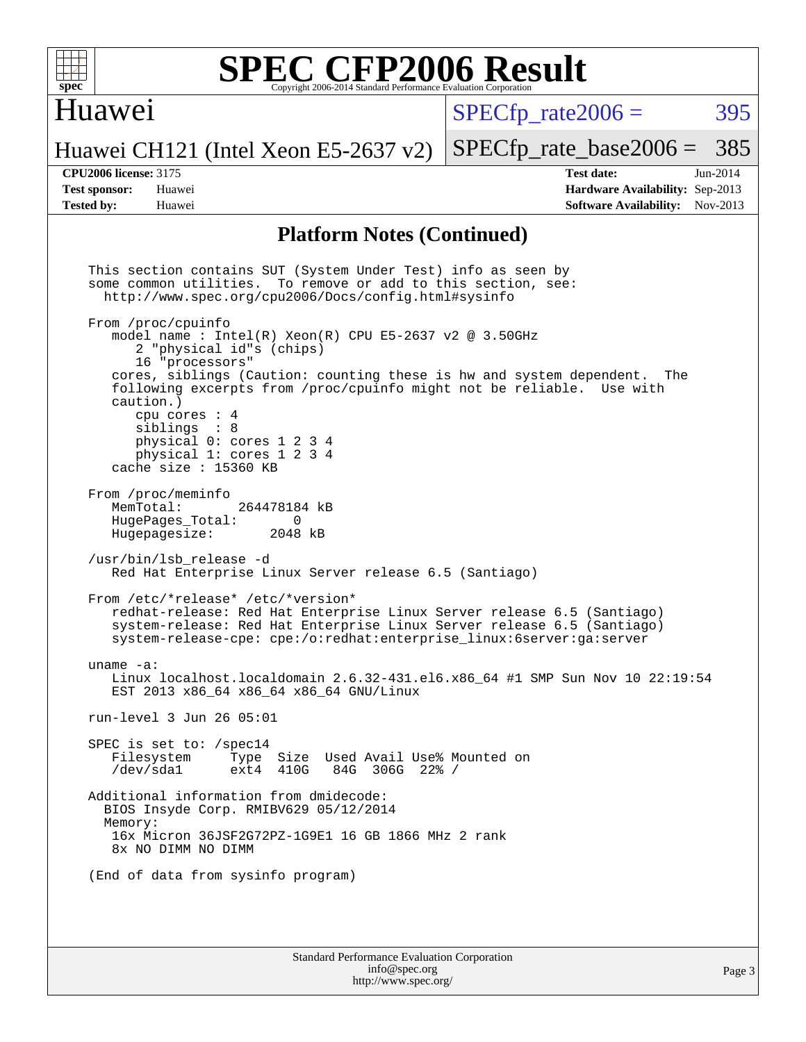# SPEC CFP2006 Result

Copyright 2006-2014 Standard Performance Evaluation Corporation

## Huawei

**Huawei CH121 (Intel Xeon E5-2637 v2)**

SPECfp_rate2006 = 395

SPECfp_rate_base2006 = 385

| | | | |
|---|---|---|---|
| **CPU2006 license:** | 3175 | **Test date:** | Jun-2014 |
| **Test sponsor:** | Huawei | **Hardware Availability:** | Sep-2013 |
| **Tested by:** | Huawei | **Software Availability:** | Nov-2013 |

### Platform Notes (Continued)

```
This section contains SUT (System Under Test) info as seen by
some common utilities.  To remove or add to this section, see:
  http://www.spec.org/cpu2006/Docs/config.html#sysinfo

From /proc/cpuinfo
   model name : Intel(R) Xeon(R) CPU E5-2637 v2 @ 3.50GHz
      2 "physical id"s (chips)
      16 "processors"
   cores, siblings (Caution: counting these is hw and system dependent.  The
   following excerpts from /proc/cpuinfo might not be reliable.  Use with
   caution.)
      cpu cores : 4
      siblings  : 8
      physical 0: cores 1 2 3 4
      physical 1: cores 1 2 3 4
   cache size : 15360 KB

From /proc/meminfo
   MemTotal:       264478184 kB
   HugePages_Total:       0
   Hugepagesize:       2048 kB

/usr/bin/lsb_release -d
   Red Hat Enterprise Linux Server release 6.5 (Santiago)

From /etc/*release* /etc/*version*
   redhat-release: Red Hat Enterprise Linux Server release 6.5 (Santiago)
   system-release: Red Hat Enterprise Linux Server release 6.5 (Santiago)
   system-release-cpe: cpe:/o:redhat:enterprise_linux:6server:ga:server

uname -a:
   Linux localhost.localdomain 2.6.32-431.el6.x86_64 #1 SMP Sun Nov 10 22:19:54
   EST 2013 x86_64 x86_64 x86_64 GNU/Linux

run-level 3 Jun 26 05:01

SPEC is set to: /spec14
   Filesystem     Type  Size  Used Avail Use% Mounted on
   /dev/sda1      ext4  410G   84G  306G  22% /

Additional information from dmidecode:
  BIOS Insyde Corp. RMIBV629 05/12/2014
  Memory:
   16x Micron 36JSF2G72PZ-1G9E1 16 GB 1866 MHz 2 rank
   8x NO DIMM NO DIMM

(End of data from sysinfo program)
```

Standard Performance Evaluation Corporation
info@spec.org
http://www.spec.org/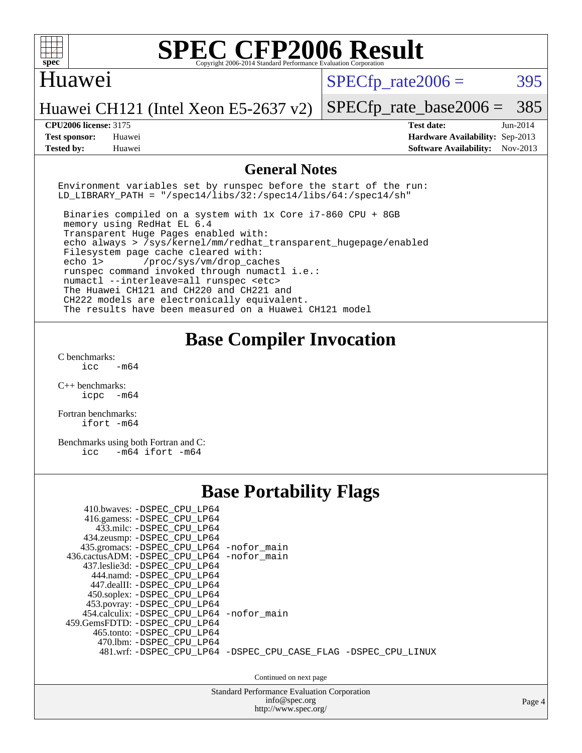# SPEC CFP2006 Result

Copyright 2006-2014 Standard Performance Evaluation Corporation

## Huawei

Huawei CH121 (Intel Xeon E5-2637 v2)

SPECfp_rate2006 = 395

SPECfp_rate_base2006 = 385

| | | | |
|---|---|---|---|
| **CPU2006 license:** 3175 | | **Test date:** | Jun-2014 |
| **Test sponsor:** | Huawei | **Hardware Availability:** | Sep-2013 |
| **Tested by:** | Huawei | **Software Availability:** | Nov-2013 |

## General Notes

```
Environment variables set by runspec before the start of the run:
LD_LIBRARY_PATH = "/spec14/libs/32:/spec14/libs/64:/spec14/sh"

 Binaries compiled on a system with 1x Core i7-860 CPU + 8GB
 memory using RedHat EL 6.4
 Transparent Huge Pages enabled with:
 echo always > /sys/kernel/mm/redhat_transparent_hugepage/enabled
 Filesystem page cache cleared with:
 echo 1>       /proc/sys/vm/drop_caches
 runspec command invoked through numactl i.e.:
 numactl --interleave=all runspec <etc>
 The Huawei CH121 and CH220 and CH221 and
 CH222 models are electronically equivalent.
 The results have been measured on a Huawei CH121 model
```

## Base Compiler Invocation

C benchmarks:
```
icc   -m64
```

C++ benchmarks:
```
icpc  -m64
```

Fortran benchmarks:
```
ifort -m64
```

Benchmarks using both Fortran and C:
```
icc   -m64 ifort -m64
```

## Base Portability Flags

```
     410.bwaves: -DSPEC_CPU_LP64
     416.gamess: -DSPEC_CPU_LP64
       433.milc: -DSPEC_CPU_LP64
     434.zeusmp: -DSPEC_CPU_LP64
    435.gromacs: -DSPEC_CPU_LP64 -nofor_main
 436.cactusADM: -DSPEC_CPU_LP64 -nofor_main
    437.leslie3d: -DSPEC_CPU_LP64
       444.namd: -DSPEC_CPU_LP64
     447.dealII: -DSPEC_CPU_LP64
     450.soplex: -DSPEC_CPU_LP64
     453.povray: -DSPEC_CPU_LP64
   454.calculix: -DSPEC_CPU_LP64 -nofor_main
 459.GemsFDTD: -DSPEC_CPU_LP64
      465.tonto: -DSPEC_CPU_LP64
        470.lbm: -DSPEC_CPU_LP64
        481.wrf: -DSPEC_CPU_LP64 -DSPEC_CPU_CASE_FLAG -DSPEC_CPU_LINUX
```

Continued on next page

Standard Performance Evaluation Corporation
info@spec.org
http://www.spec.org/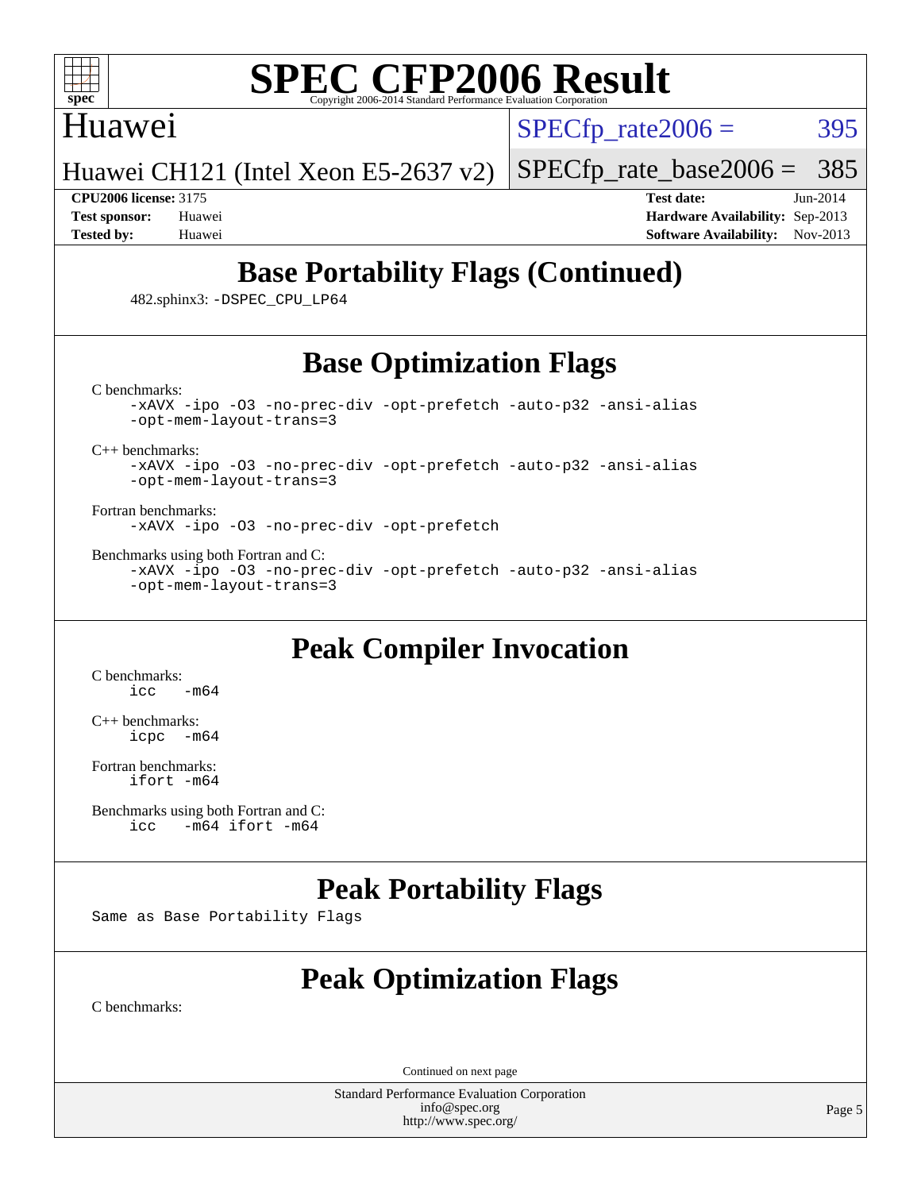## Base Portability Flags (Continued)

482.sphinx3: `-DSPEC_CPU_LP64`

## Base Optimization Flags

C benchmarks:
```
-xAVX -ipo -O3 -no-prec-div -opt-prefetch -auto-p32 -ansi-alias
-opt-mem-layout-trans=3
```

C++ benchmarks:
```
-xAVX -ipo -O3 -no-prec-div -opt-prefetch -auto-p32 -ansi-alias
-opt-mem-layout-trans=3
```

Fortran benchmarks:
```
-xAVX -ipo -O3 -no-prec-div -opt-prefetch
```

Benchmarks using both Fortran and C:
```
-xAVX -ipo -O3 -no-prec-div -opt-prefetch -auto-p32 -ansi-alias
-opt-mem-layout-trans=3
```

## Peak Compiler Invocation

C benchmarks:
```
icc   -m64
```

C++ benchmarks:
```
icpc  -m64
```

Fortran benchmarks:
```
ifort -m64
```

Benchmarks using both Fortran and C:
```
icc   -m64 ifort -m64
```

## Peak Portability Flags

Same as Base Portability Flags

## Peak Optimization Flags

C benchmarks:

Continued on next page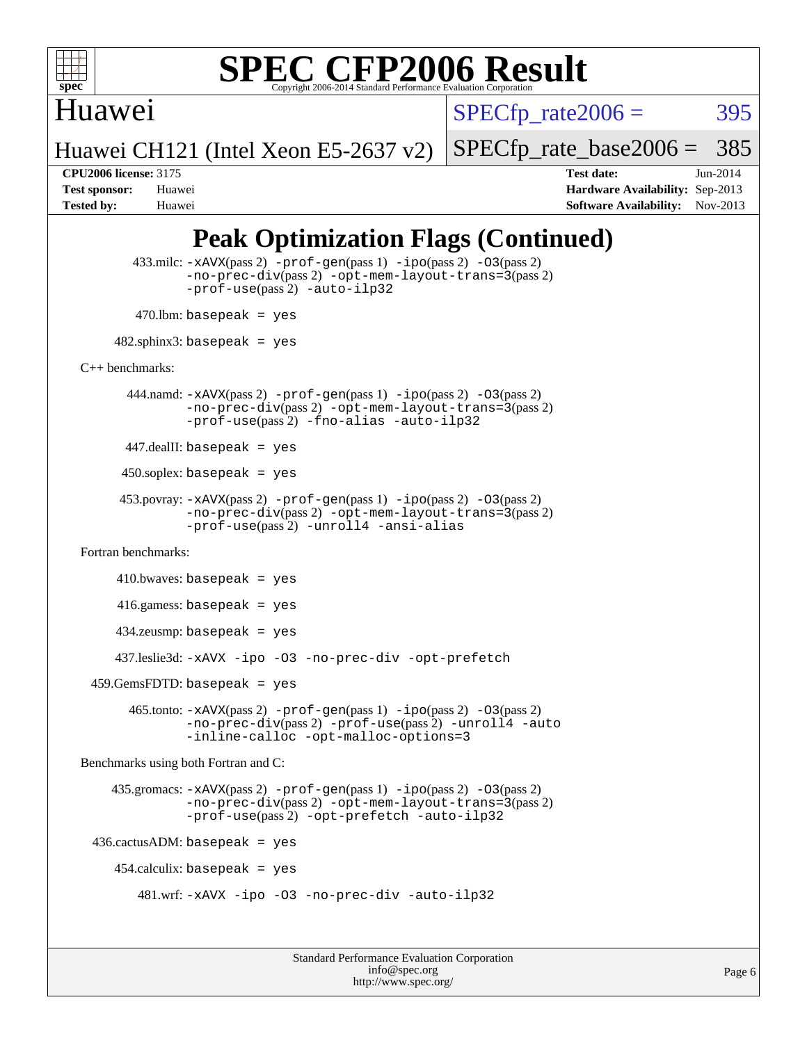# SPEC CFP2006 Result

Copyright 2006-2014 Standard Performance Evaluation Corporation

**Huawei**

Huawei CH121 (Intel Xeon E5-2637 v2)

SPECfp_rate2006 = 395

SPECfp_rate_base2006 = 385

**CPU2006 license:** 3175
**Test sponsor:** Huawei
**Tested by:** Huawei

**Test date:** Jun-2014
**Hardware Availability:** Sep-2013
**Software Availability:** Nov-2013

## Peak Optimization Flags (Continued)

433.milc: -xAVX(pass 2) -prof-gen(pass 1) -ipo(pass 2) -O3(pass 2) -no-prec-div(pass 2) -opt-mem-layout-trans=3(pass 2) -prof-use(pass 2) -auto-ilp32

470.lbm: basepeak = yes

482.sphinx3: basepeak = yes

C++ benchmarks:

444.namd: -xAVX(pass 2) -prof-gen(pass 1) -ipo(pass 2) -O3(pass 2) -no-prec-div(pass 2) -opt-mem-layout-trans=3(pass 2) -prof-use(pass 2) -fno-alias -auto-ilp32

447.dealII: basepeak = yes

450.soplex: basepeak = yes

453.povray: -xAVX(pass 2) -prof-gen(pass 1) -ipo(pass 2) -O3(pass 2) -no-prec-div(pass 2) -opt-mem-layout-trans=3(pass 2) -prof-use(pass 2) -unroll4 -ansi-alias

Fortran benchmarks:

410.bwaves: basepeak = yes

416.gamess: basepeak = yes

434.zeusmp: basepeak = yes

437.leslie3d: -xAVX -ipo -O3 -no-prec-div -opt-prefetch

459.GemsFDTD: basepeak = yes

465.tonto: -xAVX(pass 2) -prof-gen(pass 1) -ipo(pass 2) -O3(pass 2) -no-prec-div(pass 2) -prof-use(pass 2) -unroll4 -auto -inline-calloc -opt-malloc-options=3

Benchmarks using both Fortran and C:

435.gromacs: -xAVX(pass 2) -prof-gen(pass 1) -ipo(pass 2) -O3(pass 2) -no-prec-div(pass 2) -opt-mem-layout-trans=3(pass 2) -prof-use(pass 2) -opt-prefetch -auto-ilp32

436.cactusADM: basepeak = yes

454.calculix: basepeak = yes

481.wrf: -xAVX -ipo -O3 -no-prec-div -auto-ilp32

Standard Performance Evaluation Corporation
info@spec.org
http://www.spec.org/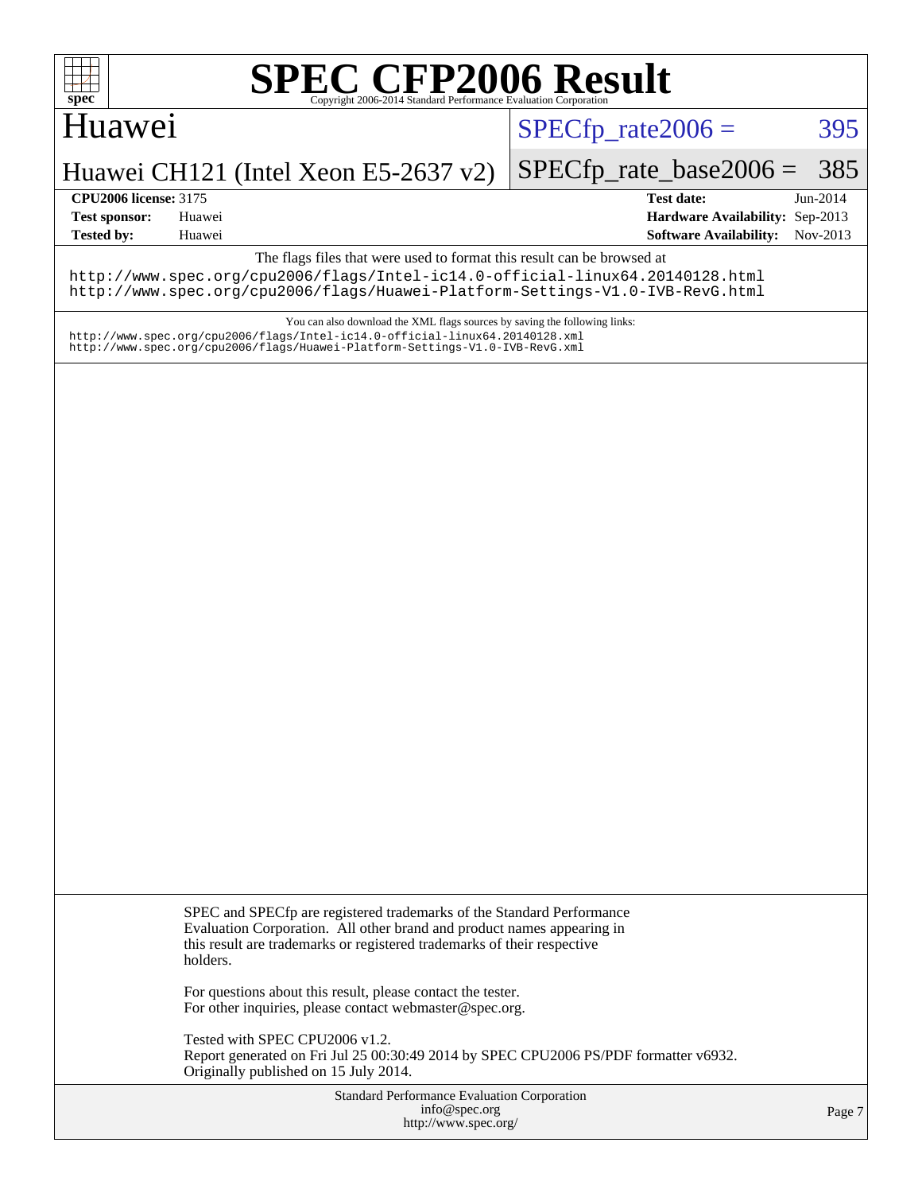The flags files that were used to format this result can be browsed at

http://www.spec.org/cpu2006/flags/Intel-ic14.0-official-linux64.20140128.html
http://www.spec.org/cpu2006/flags/Huawei-Platform-Settings-V1.0-IVB-RevG.html

You can also download the XML flags sources by saving the following links:

http://www.spec.org/cpu2006/flags/Intel-ic14.0-official-linux64.20140128.xml
http://www.spec.org/cpu2006/flags/Huawei-Platform-Settings-V1.0-IVB-RevG.xml

SPEC and SPECfp are registered trademarks of the Standard Performance Evaluation Corporation. All other brand and product names appearing in this result are trademarks or registered trademarks of their respective holders.

For questions about this result, please contact the tester.
For other inquiries, please contact webmaster@spec.org.

Tested with SPEC CPU2006 v1.2.
Report generated on Fri Jul 25 00:30:49 2014 by SPEC CPU2006 PS/PDF formatter v6932.
Originally published on 15 July 2014.